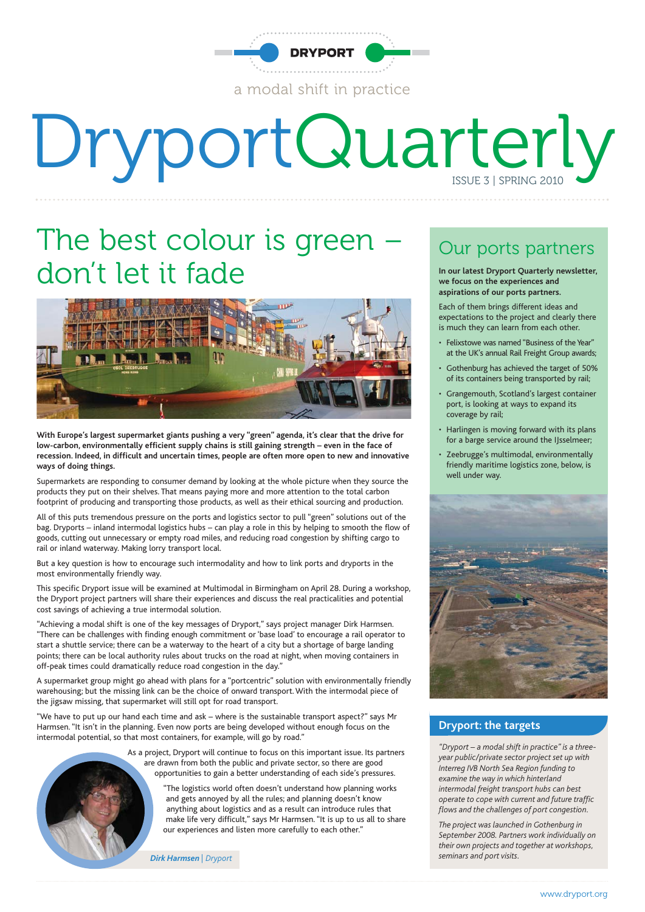DRYPORT

a modal shift in practice

# DryportQuarterly

ISSUE 3 | SPRING 2010

## The best colour is green – don't let it fade

**With Europe's largest supermarket giants pushing a very "green" agenda, it's clear that the drive for low-carbon, environmentally efficient supply chains is still gaining strength – even in the face of recession. Indeed, in difficult and uncertain times, people are often more open to new and innovative ways of doing things.**

Supermarkets are responding to consumer demand by looking at the whole picture when they source the products they put on their shelves. That means paying more and more attention to the total carbon footprint of producing and transporting those products, as well as their ethical sourcing and production.

All of this puts tremendous pressure on the ports and logistics sector to pull "green" solutions out of the bag. Dryports – inland intermodal logistics hubs – can play a role in this by helping to smooth the flow of goods, cutting out unnecessary or empty road miles, and reducing road congestion by shifting cargo to rail or inland waterway. Making lorry transport local.

But a key question is how to encourage such intermodality and how to link ports and dryports in the most environmentally friendly way.

This specific Dryport issue will be examined at Multimodal in Birmingham on April 28. During a workshop, the Dryport project partners will share their experiences and discuss the real practicalities and potential cost savings of achieving a true intermodal solution.

"Achieving a modal shift is one of the key messages of Dryport," says project manager Dirk Harmsen. "There can be challenges with finding enough commitment or 'base load' to encourage a rail operator to start a shuttle service; there can be a waterway to the heart of a city but a shortage of barge landing points; there can be local authority rules about trucks on the road at night, when moving containers in off-peak times could dramatically reduce road congestion in the day."

A supermarket group might go ahead with plans for a "portcentric" solution with environmentally friendly warehousing; but the missing link can be the choice of onward transport. With the intermodal piece of the jigsaw missing, that supermarket will still opt for road transport.

"We have to put up our hand each time and ask – where is the sustainable transport aspect?" says Mr Harmsen. "It isn't in the planning. Even now ports are being developed without enough focus on the intermodal potential, so that most containers, for example, will go by road."

As a project, Dryport will continue to focus on this important issue. Its partners are drawn from both the public and private sector, so there are good opportunities to gain a better understanding of each side's pressures.

"The logistics world often doesn't understand how planning works and gets annoyed by all the rules; and planning doesn't know anything about logistics and as a result can introduce rules that make life very difficult," says Mr Harmsen. "It is up to us all to share our experiences and listen more carefully to each other."

***Dirk Harmsen** | Dryport*

## Our ports partners

**In our latest Dryport Quarterly newsletter, we focus on the experiences and aspirations of our ports partners.**

Each of them brings different ideas and expectations to the project and clearly there is much they can learn from each other.

- Felixstowe was named "Business of the Year" at the UK's annual Rail Freight Group awards;
- Gothenburg has achieved the target of 50% of its containers being transported by rail;
- Grangemouth, Scotland's largest container port, is looking at ways to expand its coverage by rail;
- Harlingen is moving forward with its plans for a barge service around the IJsselmeer;
- Zeebrugge's multimodal, environmentally friendly maritime logistics zone, below, is well under way.

### Dryport: the targets

*"Dryport – a modal shift in practice" is a three-year public/private sector project set up with Interreg IVB North Sea Region funding to examine the way in which hinterland intermodal freight transport hubs can best operate to cope with current and future traffic flows and the challenges of port congestion.*

*The project was launched in Gothenburg in September 2008. Partners work individually on their own projects and together at workshops, seminars and port visits.*

www.dryport.org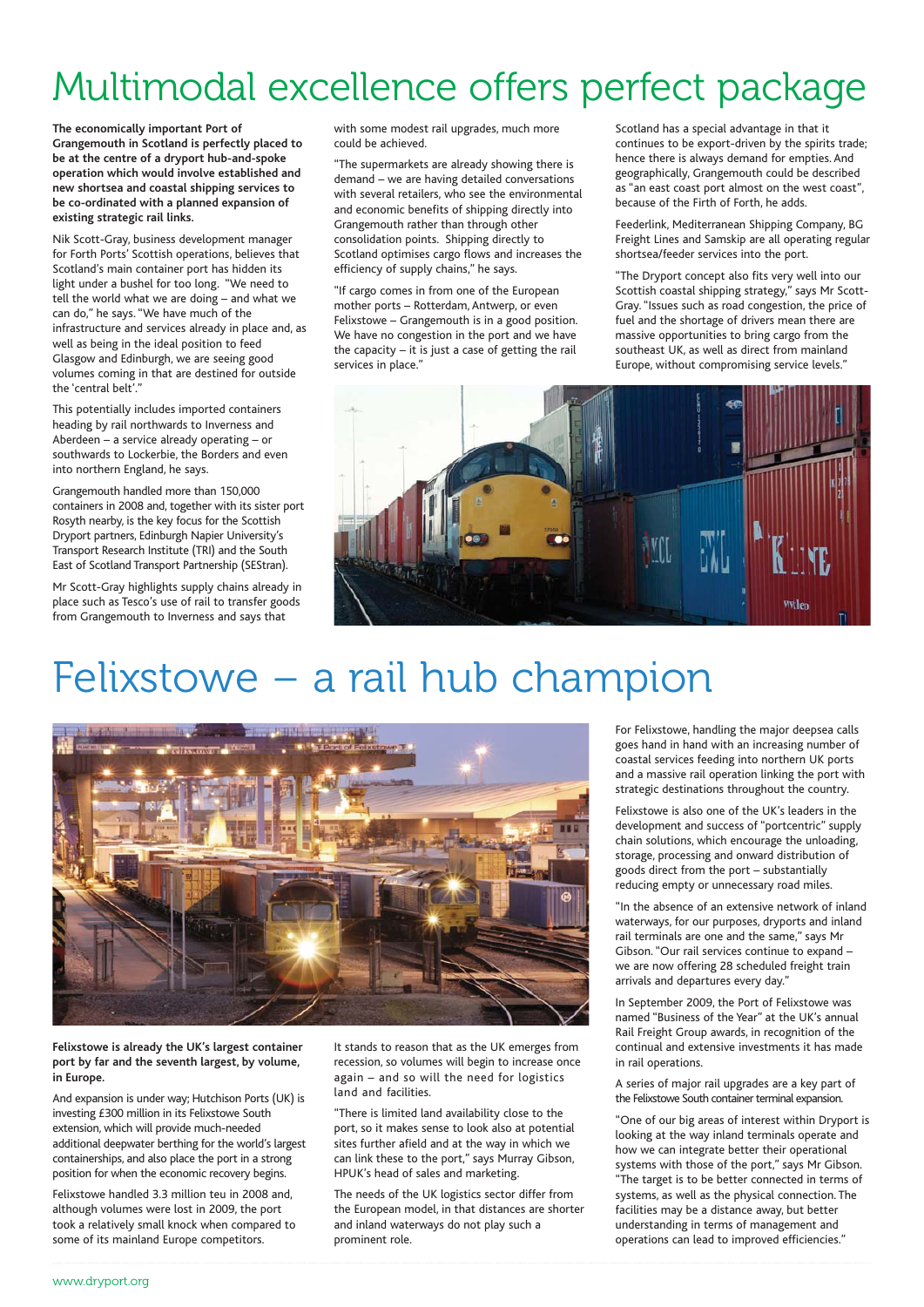# Multimodal excellence offers perfect package

**The economically important Port of Grangemouth in Scotland is perfectly placed to be at the centre of a dryport hub-and-spoke operation which would involve established and new shortsea and coastal shipping services to be co-ordinated with a planned expansion of existing strategic rail links.**

Nik Scott-Gray, business development manager for Forth Ports' Scottish operations, believes that Scotland's main container port has hidden its light under a bushel for too long. "We need to tell the world what we are doing – and what we can do," he says. "We have much of the infrastructure and services already in place and, as well as being in the ideal position to feed Glasgow and Edinburgh, we are seeing good volumes coming in that are destined for outside the 'central belt'."

This potentially includes imported containers heading by rail northwards to Inverness and Aberdeen – a service already operating – or southwards to Lockerbie, the Borders and even into northern England, he says.

Grangemouth handled more than 150,000 containers in 2008 and, together with its sister port Rosyth nearby, is the key focus for the Scottish Dryport partners, Edinburgh Napier University's Transport Research Institute (TRI) and the South East of Scotland Transport Partnership (SEStran).

Mr Scott-Gray highlights supply chains already in place such as Tesco's use of rail to transfer goods from Grangemouth to Inverness and says that with some modest rail upgrades, much more could be achieved.

"The supermarkets are already showing there is demand – we are having detailed conversations with several retailers, who see the environmental and economic benefits of shipping directly into Grangemouth rather than through other consolidation points. Shipping directly to Scotland optimises cargo flows and increases the efficiency of supply chains," he says.

"If cargo comes in from one of the European mother ports – Rotterdam, Antwerp, or even Felixstowe – Grangemouth is in a good position. We have no congestion in the port and we have the capacity – it is just a case of getting the rail services in place."

Scotland has a special advantage in that it continues to be export-driven by the spirits trade; hence there is always demand for empties. And geographically, Grangemouth could be described as "an east coast port almost on the west coast", because of the Firth of Forth, he adds.

Feederlink, Mediterranean Shipping Company, BG Freight Lines and Samskip are all operating regular shortsea/feeder services into the port.

"The Dryport concept also fits very well into our Scottish coastal shipping strategy," says Mr Scott-Gray. "Issues such as road congestion, the price of fuel and the shortage of drivers mean there are massive opportunities to bring cargo from the southeast UK, as well as direct from mainland Europe, without compromising service levels."

# Felixstowe – a rail hub champion

**Felixstowe is already the UK's largest container port by far and the seventh largest, by volume, in Europe.**

And expansion is under way; Hutchison Ports (UK) is investing £300 million in its Felixstowe South extension, which will provide much-needed additional deepwater berthing for the world's largest containerships, and also place the port in a strong position for when the economic recovery begins.

Felixstowe handled 3.3 million teu in 2008 and, although volumes were lost in 2009, the port took a relatively small knock when compared to some of its mainland Europe competitors.

It stands to reason that as the UK emerges from recession, so volumes will begin to increase once again – and so will the need for logistics land and facilities.

"There is limited land availability close to the port, so it makes sense to look also at potential sites further afield and at the way in which we can link these to the port," says Murray Gibson, HPUK's head of sales and marketing.

The needs of the UK logistics sector differ from the European model, in that distances are shorter and inland waterways do not play such a prominent role.

For Felixstowe, handling the major deepsea calls goes hand in hand with an increasing number of coastal services feeding into northern UK ports and a massive rail operation linking the port with strategic destinations throughout the country.

Felixstowe is also one of the UK's leaders in the development and success of "portcentric" supply chain solutions, which encourage the unloading, storage, processing and onward distribution of goods direct from the port – substantially reducing empty or unnecessary road miles.

"In the absence of an extensive network of inland waterways, for our purposes, dryports and inland rail terminals are one and the same," says Mr Gibson. "Our rail services continue to expand – we are now offering 28 scheduled freight train arrivals and departures every day."

In September 2009, the Port of Felixstowe was named "Business of the Year" at the UK's annual Rail Freight Group awards, in recognition of the continual and extensive investments it has made in rail operations.

A series of major rail upgrades are a key part of the Felixstowe South container terminal expansion.

"One of our big areas of interest within Dryport is looking at the way inland terminals operate and how we can integrate better their operational systems with those of the port," says Mr Gibson. "The target is to be better connected in terms of systems, as well as the physical connection. The facilities may be a distance away, but better understanding in terms of management and operations can lead to improved efficiencies."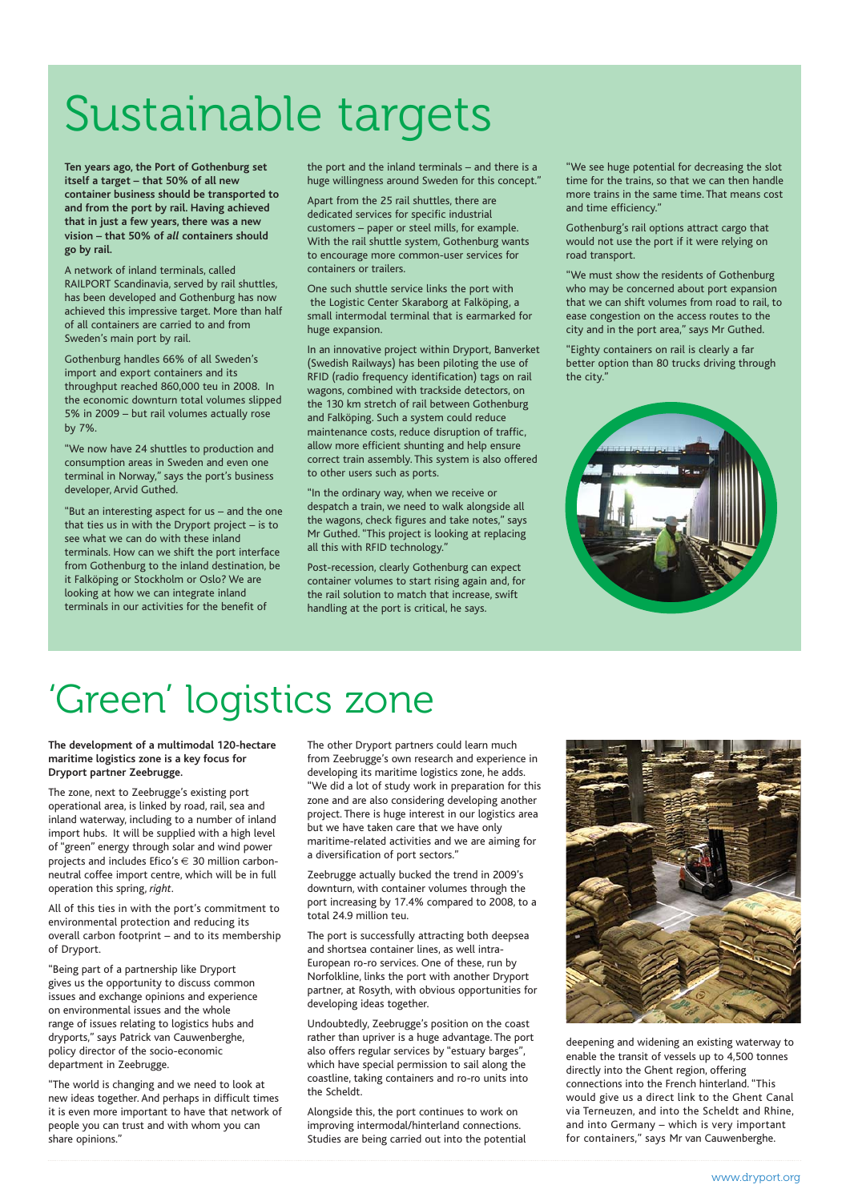# Sustainable targets

**Ten years ago, the Port of Gothenburg set itself a target – that 50% of all new container business should be transported to and from the port by rail. Having achieved that in just a few years, there was a new vision – that 50% of *all* containers should go by rail.**

A network of inland terminals, called RAILPORT Scandinavia, served by rail shuttles, has been developed and Gothenburg has now achieved this impressive target. More than half of all containers are carried to and from Sweden's main port by rail.

Gothenburg handles 66% of all Sweden's import and export containers and its throughput reached 860,000 teu in 2008. In the economic downturn total volumes slipped 5% in 2009 – but rail volumes actually rose by 7%.

"We now have 24 shuttles to production and consumption areas in Sweden and even one terminal in Norway," says the port's business developer, Arvid Guthed.

"But an interesting aspect for us – and the one that ties us in with the Dryport project – is to see what we can do with these inland terminals. How can we shift the port interface from Gothenburg to the inland destination, be it Falköping or Stockholm or Oslo? We are looking at how we can integrate inland terminals in our activities for the benefit of the port and the inland terminals – and there is a huge willingness around Sweden for this concept."

Apart from the 25 rail shuttles, there are dedicated services for specific industrial customers – paper or steel mills, for example. With the rail shuttle system, Gothenburg wants to encourage more common-user services for containers or trailers.

One such shuttle service links the port with the Logistic Center Skaraborg at Falköping, a small intermodal terminal that is earmarked for huge expansion.

In an innovative project within Dryport, Banverket (Swedish Railways) has been piloting the use of RFID (radio frequency identification) tags on rail wagons, combined with trackside detectors, on the 130 km stretch of rail between Gothenburg and Falköping. Such a system could reduce maintenance costs, reduce disruption of traffic, allow more efficient shunting and help ensure correct train assembly. This system is also offered to other users such as ports.

"In the ordinary way, when we receive or despatch a train, we need to walk alongside all the wagons, check figures and take notes," says Mr Guthed. "This project is looking at replacing all this with RFID technology."

Post-recession, clearly Gothenburg can expect container volumes to start rising again and, for the rail solution to match that increase, swift handling at the port is critical, he says.

"We see huge potential for decreasing the slot time for the trains, so that we can then handle more trains in the same time. That means cost and time efficiency."

Gothenburg's rail options attract cargo that would not use the port if it were relying on road transport.

"We must show the residents of Gothenburg who may be concerned about port expansion that we can shift volumes from road to rail, to ease congestion on the access routes to the city and in the port area," says Mr Guthed.

"Eighty containers on rail is clearly a far better option than 80 trucks driving through the city."

# 'Green' logistics zone

**The development of a multimodal 120-hectare maritime logistics zone is a key focus for Dryport partner Zeebrugge.**

The zone, next to Zeebrugge's existing port operational area, is linked by road, rail, sea and inland waterway, including to a number of inland import hubs. It will be supplied with a high level of "green" energy through solar and wind power projects and includes Efico's € 30 million carbon-neutral coffee import centre, which will be in full operation this spring, *right*.

All of this ties in with the port's commitment to environmental protection and reducing its overall carbon footprint – and to its membership of Dryport.

"Being part of a partnership like Dryport gives us the opportunity to discuss common issues and exchange opinions and experience on environmental issues and the whole range of issues relating to logistics hubs and dryports," says Patrick van Cauwenberghe, policy director of the socio-economic department in Zeebrugge.

"The world is changing and we need to look at new ideas together. And perhaps in difficult times it is even more important to have that network of people you can trust and with whom you can share opinions."

The other Dryport partners could learn much from Zeebrugge's own research and experience in developing its maritime logistics zone, he adds. "We did a lot of study work in preparation for this zone and are also considering developing another project. There is huge interest in our logistics area but we have taken care that we have only maritime-related activities and we are aiming for a diversification of port sectors."

Zeebrugge actually bucked the trend in 2009's downturn, with container volumes through the port increasing by 17.4% compared to 2008, to a total 24.9 million teu.

The port is successfully attracting both deepsea and shortsea container lines, as well intra-European ro-ro services. One of these, run by Norfolkline, links the port with another Dryport partner, at Rosyth, with obvious opportunities for developing ideas together.

Undoubtedly, Zeebrugge's position on the coast rather than upriver is a huge advantage. The port also offers regular services by "estuary barges", which have special permission to sail along the coastline, taking containers and ro-ro units into the Scheldt.

Alongside this, the port continues to work on improving intermodal/hinterland connections. Studies are being carried out into the potential deepening and widening an existing waterway to enable the transit of vessels up to 4,500 tonnes directly into the Ghent region, offering connections into the French hinterland. "This would give us a direct link to the Ghent Canal via Terneuzen, and into the Scheldt and Rhine, and into Germany – which is very important for containers," says Mr van Cauwenberghe.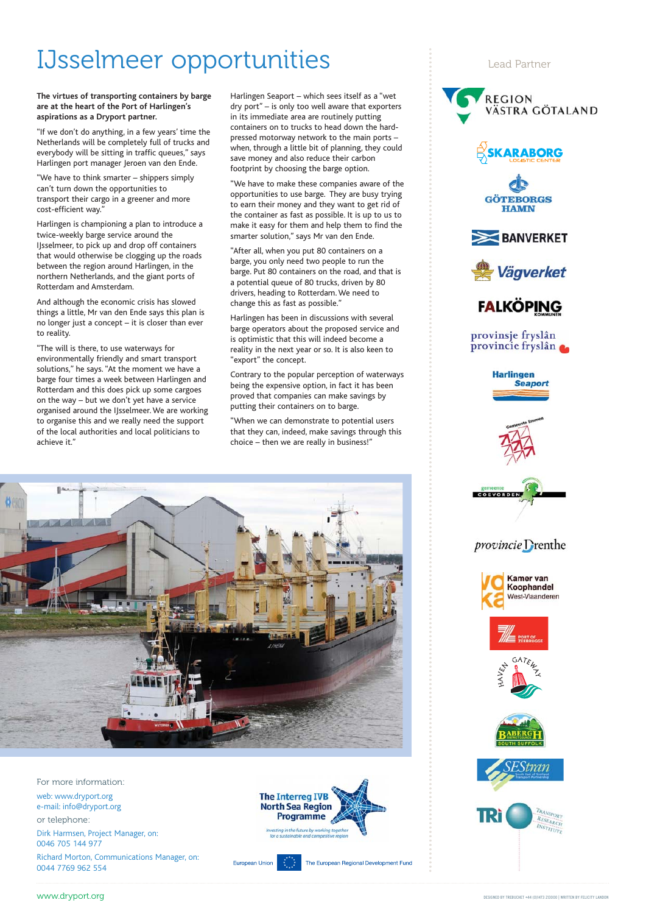# IJsselmeer opportunities

**The virtues of transporting containers by barge are at the heart of the Port of Harlingen's aspirations as a Dryport partner.**

"If we don't do anything, in a few years' time the Netherlands will be completely full of trucks and everybody will be sitting in traffic queues," says Harlingen port manager Jeroen van den Ende.

"We have to think smarter – shippers simply can't turn down the opportunities to transport their cargo in a greener and more cost-efficient way."

Harlingen is championing a plan to introduce a twice-weekly barge service around the IJsselmeer, to pick up and drop off containers that would otherwise be clogging up the roads between the region around Harlingen, in the northern Netherlands, and the giant ports of Rotterdam and Amsterdam.

And although the economic crisis has slowed things a little, Mr van den Ende says this plan is no longer just a concept – it is closer than ever to reality.

"The will is there, to use waterways for environmentally friendly and smart transport solutions," he says. "At the moment we have a barge four times a week between Harlingen and Rotterdam and this does pick up some cargoes on the way – but we don't yet have a service organised around the IJsselmeer. We are working to organise this and we really need the support of the local authorities and local politicians to achieve it."

Harlingen Seaport – which sees itself as a "wet dry port" – is only too well aware that exporters in its immediate area are routinely putting containers on to trucks to head down the hard-pressed motorway network to the main ports – when, through a little bit of planning, they could save money and also reduce their carbon footprint by choosing the barge option.

"We have to make these companies aware of the opportunities to use barge. They are busy trying to earn their money and they want to get rid of the container as fast as possible. It is up to us to make it easy for them and help them to find the smarter solution," says Mr van den Ende.

"After all, when you put 80 containers on a barge, you only need two people to run the barge. Put 80 containers on the road, and that is a potential queue of 80 trucks, driven by 80 drivers, heading to Rotterdam. We need to change this as fast as possible."

Harlingen has been in discussions with several barge operators about the proposed service and is optimistic that this will indeed become a reality in the next year or so. It is also keen to "export" the concept.

Contrary to the popular perception of waterways being the expensive option, in fact it has been proved that companies can make savings by putting their containers on to barge.

"When we can demonstrate to potential users that they can, indeed, make savings through this choice – then we are really in business!"

For more information:

web: www.dryport.org
e-mail: info@dryport.org

or telephone:

Dirk Harmsen, Project Manager, on: 0046 705 144 977

Richard Morton, Communications Manager, on: 0044 7769 962 554

The Interreg IVB North Sea Region Programme

Investing in the future by working together for a sustainable and competitive region

European Union — The European Regional Development Fund

Lead Partner

Region Västra Götaland

Skaraborg Logistic Center

Göteborgs Hamn

Banverket

Vägverket

Falköping Kommunen

provinsje fryslân / provincie fryslân

Harlingen Seaport

Gemeente Emmen

gemeente Coevorden

provincie Drenthe

voka Kamer van Koophandel West-Vlaanderen

Port of Zeebrugge

Haven Gateway

Babergh District Council South Suffolk

SEStran South East of Scotland Transport Partnership

TRi Transport Research Institute

www.dryport.org

DESIGNED BY TREBUCHET +44 (0)1473 213000 | WRITTEN BY FELICITY LANDON